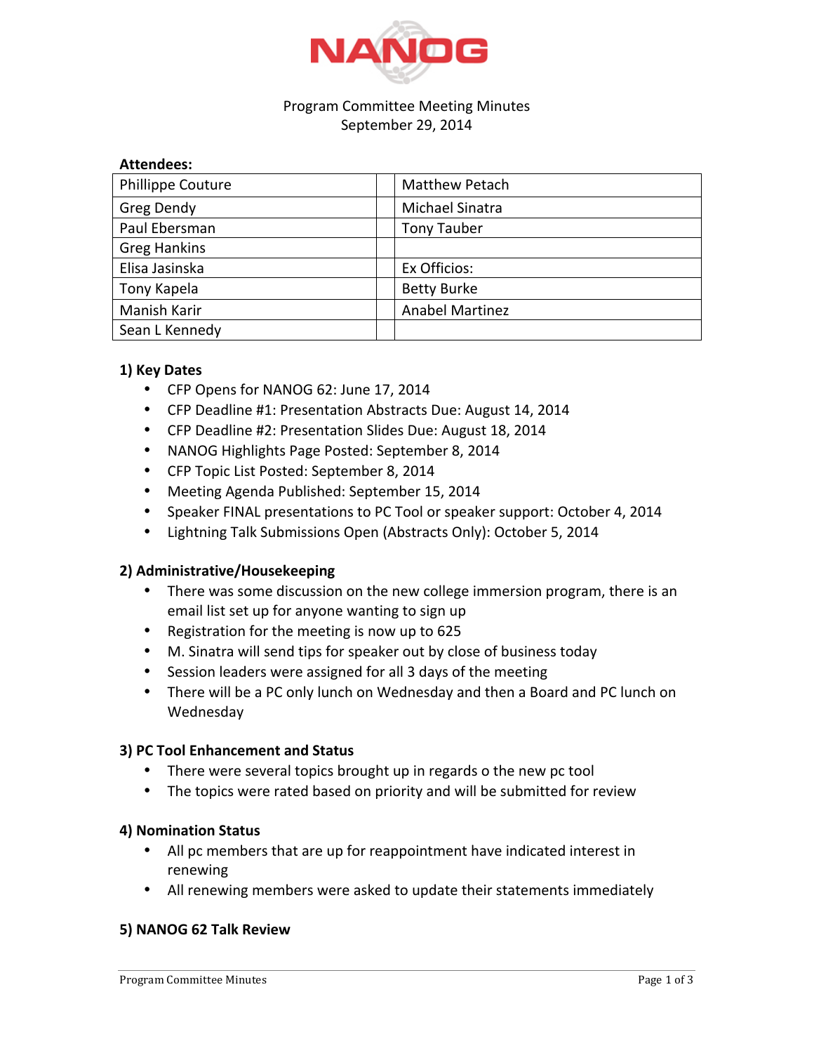# NANOG

Program Committee Meeting Minutes
September 29, 2014

**Attendees:**

| | | |
|---|---|---|
| Phillippe Couture | | Matthew Petach |
| Greg Dendy | | Michael Sinatra |
| Paul Ebersman | | Tony Tauber |
| Greg Hankins | | |
| Elisa Jasinska | | Ex Officios: |
| Tony Kapela | | Betty Burke |
| Manish Karir | | Anabel Martinez |
| Sean L Kennedy | | |

### 1) Key Dates

- CFP Opens for NANOG 62: June 17, 2014
- CFP Deadline #1: Presentation Abstracts Due: August 14, 2014
- CFP Deadline #2: Presentation Slides Due: August 18, 2014
- NANOG Highlights Page Posted: September 8, 2014
- CFP Topic List Posted: September 8, 2014
- Meeting Agenda Published: September 15, 2014
- Speaker FINAL presentations to PC Tool or speaker support: October 4, 2014
- Lightning Talk Submissions Open (Abstracts Only): October 5, 2014

### 2) Administrative/Housekeeping

- There was some discussion on the new college immersion program, there is an email list set up for anyone wanting to sign up
- Registration for the meeting is now up to 625
- M. Sinatra will send tips for speaker out by close of business today
- Session leaders were assigned for all 3 days of the meeting
- There will be a PC only lunch on Wednesday and then a Board and PC lunch on Wednesday

### 3) PC Tool Enhancement and Status

- There were several topics brought up in regards o the new pc tool
- The topics were rated based on priority and will be submitted for review

### 4) Nomination Status

- All pc members that are up for reappointment have indicated interest in renewing
- All renewing members were asked to update their statements immediately

### 5) NANOG 62 Talk Review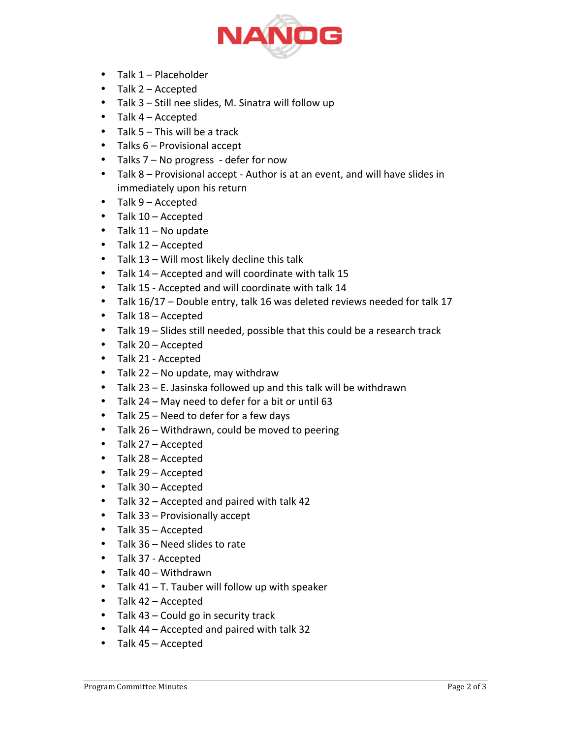- Talk 1 – Placeholder
- Talk 2 – Accepted
- Talk 3 – Still nee slides, M. Sinatra will follow up
- Talk 4 – Accepted
- Talk 5 – This will be a track
- Talks 6 – Provisional accept
- Talks 7 – No progress - defer for now
- Talk 8 – Provisional accept - Author is at an event, and will have slides in immediately upon his return
- Talk 9 – Accepted
- Talk 10 – Accepted
- Talk 11 – No update
- Talk 12 – Accepted
- Talk 13 – Will most likely decline this talk
- Talk 14 – Accepted and will coordinate with talk 15
- Talk 15 - Accepted and will coordinate with talk 14
- Talk 16/17 – Double entry, talk 16 was deleted reviews needed for talk 17
- Talk 18 – Accepted
- Talk 19 – Slides still needed, possible that this could be a research track
- Talk 20 – Accepted
- Talk 21 - Accepted
- Talk 22 – No update, may withdraw
- Talk 23 – E. Jasinska followed up and this talk will be withdrawn
- Talk 24 – May need to defer for a bit or until 63
- Talk 25 – Need to defer for a few days
- Talk 26 – Withdrawn, could be moved to peering
- Talk 27 – Accepted
- Talk 28 – Accepted
- Talk 29 – Accepted
- Talk 30 – Accepted
- Talk 32 – Accepted and paired with talk 42
- Talk 33 – Provisionally accept
- Talk 35 – Accepted
- Talk 36 – Need slides to rate
- Talk 37 - Accepted
- Talk 40 – Withdrawn
- Talk 41 – T. Tauber will follow up with speaker
- Talk 42 – Accepted
- Talk 43 – Could go in security track
- Talk 44 – Accepted and paired with talk 32
- Talk 45 – Accepted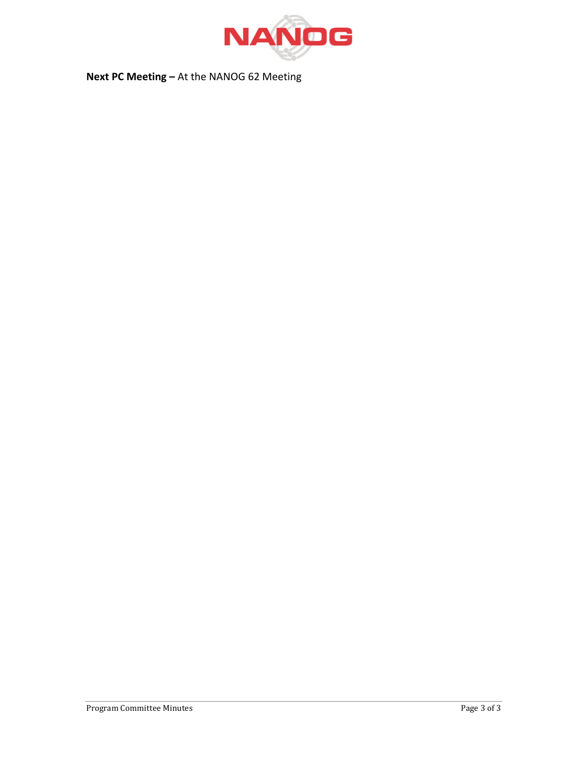**Next PC Meeting –** At the NANOG 62 Meeting